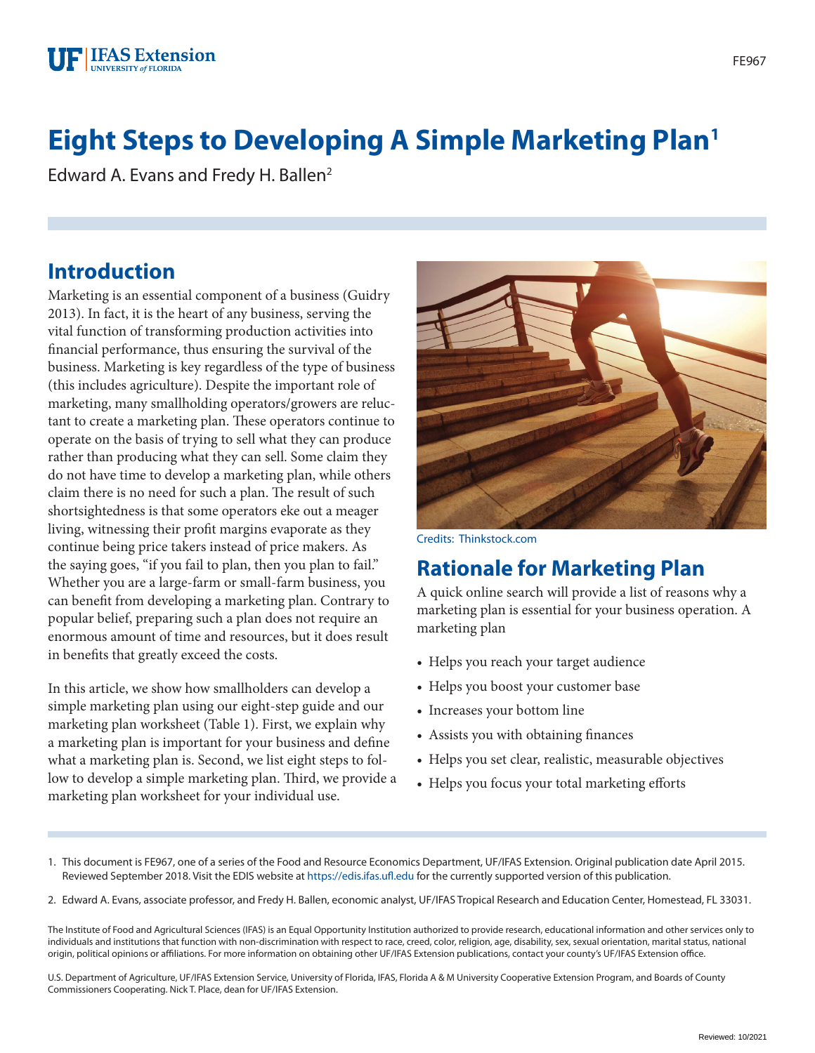# Eight Steps to Developing A Simple Marketing Plan[1]

Edward A. Evans and Fredy H. Ballen[2]

## Introduction

Marketing is an essential component of a business (Guidry 2013). In fact, it is the heart of any business, serving the vital function of transforming production activities into financial performance, thus ensuring the survival of the business. Marketing is key regardless of the type of business (this includes agriculture). Despite the important role of marketing, many smallholding operators/growers are reluctant to create a marketing plan. These operators continue to operate on the basis of trying to sell what they can produce rather than producing what they can sell. Some claim they do not have time to develop a marketing plan, while others claim there is no need for such a plan. The result of such shortsightedness is that some operators eke out a meager living, witnessing their profit margins evaporate as they continue being price takers instead of price makers. As the saying goes, "if you fail to plan, then you plan to fail." Whether you are a large-farm or small-farm business, you can benefit from developing a marketing plan. Contrary to popular belief, preparing such a plan does not require an enormous amount of time and resources, but it does result in benefits that greatly exceed the costs.

In this article, we show how smallholders can develop a simple marketing plan using our eight-step guide and our marketing plan worksheet (Table 1). First, we explain why a marketing plan is important for your business and define what a marketing plan is. Second, we list eight steps to follow to develop a simple marketing plan. Third, we provide a marketing plan worksheet for your individual use.

Credits: Thinkstock.com

## Rationale for Marketing Plan

A quick online search will provide a list of reasons why a marketing plan is essential for your business operation. A marketing plan

- Helps you reach your target audience
- Helps you boost your customer base
- Increases your bottom line
- Assists you with obtaining finances
- Helps you set clear, realistic, measurable objectives
- Helps you focus your total marketing efforts

1. This document is FE967, one of a series of the Food and Resource Economics Department, UF/IFAS Extension. Original publication date April 2015. Reviewed September 2018. Visit the EDIS website at https://edis.ifas.ufl.edu for the currently supported version of this publication.

2. Edward A. Evans, associate professor, and Fredy H. Ballen, economic analyst, UF/IFAS Tropical Research and Education Center, Homestead, FL 33031.

The Institute of Food and Agricultural Sciences (IFAS) is an Equal Opportunity Institution authorized to provide research, educational information and other services only to individuals and institutions that function with non-discrimination with respect to race, creed, color, religion, age, disability, sex, sexual orientation, marital status, national origin, political opinions or affiliations. For more information on obtaining other UF/IFAS Extension publications, contact your county's UF/IFAS Extension office.

U.S. Department of Agriculture, UF/IFAS Extension Service, University of Florida, IFAS, Florida A & M University Cooperative Extension Program, and Boards of County Commissioners Cooperating. Nick T. Place, dean for UF/IFAS Extension.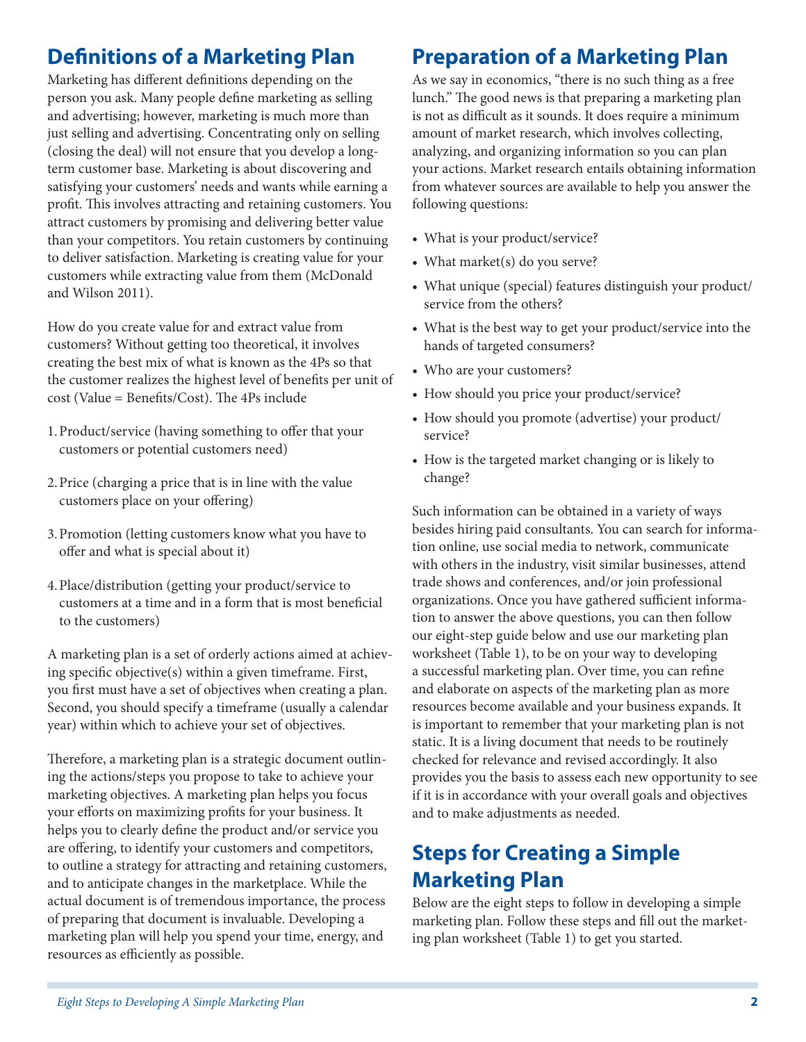## Definitions of a Marketing Plan

Marketing has different definitions depending on the person you ask. Many people define marketing as selling and advertising; however, marketing is much more than just selling and advertising. Concentrating only on selling (closing the deal) will not ensure that you develop a long-term customer base. Marketing is about discovering and satisfying your customers' needs and wants while earning a profit. This involves attracting and retaining customers. You attract customers by promising and delivering better value than your competitors. You retain customers by continuing to deliver satisfaction. Marketing is creating value for your customers while extracting value from them (McDonald and Wilson 2011).

How do you create value for and extract value from customers? Without getting too theoretical, it involves creating the best mix of what is known as the 4Ps so that the customer realizes the highest level of benefits per unit of cost (Value = Benefits/Cost). The 4Ps include

1. Product/service (having something to offer that your customers or potential customers need)
2. Price (charging a price that is in line with the value customers place on your offering)
3. Promotion (letting customers know what you have to offer and what is special about it)
4. Place/distribution (getting your product/service to customers at a time and in a form that is most beneficial to the customers)

A marketing plan is a set of orderly actions aimed at achieving specific objective(s) within a given timeframe. First, you first must have a set of objectives when creating a plan. Second, you should specify a timeframe (usually a calendar year) within which to achieve your set of objectives.

Therefore, a marketing plan is a strategic document outlining the actions/steps you propose to take to achieve your marketing objectives. A marketing plan helps you focus your efforts on maximizing profits for your business. It helps you to clearly define the product and/or service you are offering, to identify your customers and competitors, to outline a strategy for attracting and retaining customers, and to anticipate changes in the marketplace. While the actual document is of tremendous importance, the process of preparing that document is invaluable. Developing a marketing plan will help you spend your time, energy, and resources as efficiently as possible.

## Preparation of a Marketing Plan

As we say in economics, "there is no such thing as a free lunch." The good news is that preparing a marketing plan is not as difficult as it sounds. It does require a minimum amount of market research, which involves collecting, analyzing, and organizing information so you can plan your actions. Market research entails obtaining information from whatever sources are available to help you answer the following questions:

- What is your product/service?
- What market(s) do you serve?
- What unique (special) features distinguish your product/service from the others?
- What is the best way to get your product/service into the hands of targeted consumers?
- Who are your customers?
- How should you price your product/service?
- How should you promote (advertise) your product/service?
- How is the targeted market changing or is likely to change?

Such information can be obtained in a variety of ways besides hiring paid consultants. You can search for information online, use social media to network, communicate with others in the industry, visit similar businesses, attend trade shows and conferences, and/or join professional organizations. Once you have gathered sufficient information to answer the above questions, you can then follow our eight-step guide below and use our marketing plan worksheet (Table 1), to be on your way to developing a successful marketing plan. Over time, you can refine and elaborate on aspects of the marketing plan as more resources become available and your business expands. It is important to remember that your marketing plan is not static. It is a living document that needs to be routinely checked for relevance and revised accordingly. It also provides you the basis to assess each new opportunity to see if it is in accordance with your overall goals and objectives and to make adjustments as needed.

## Steps for Creating a Simple Marketing Plan

Below are the eight steps to follow in developing a simple marketing plan. Follow these steps and fill out the marketing plan worksheet (Table 1) to get you started.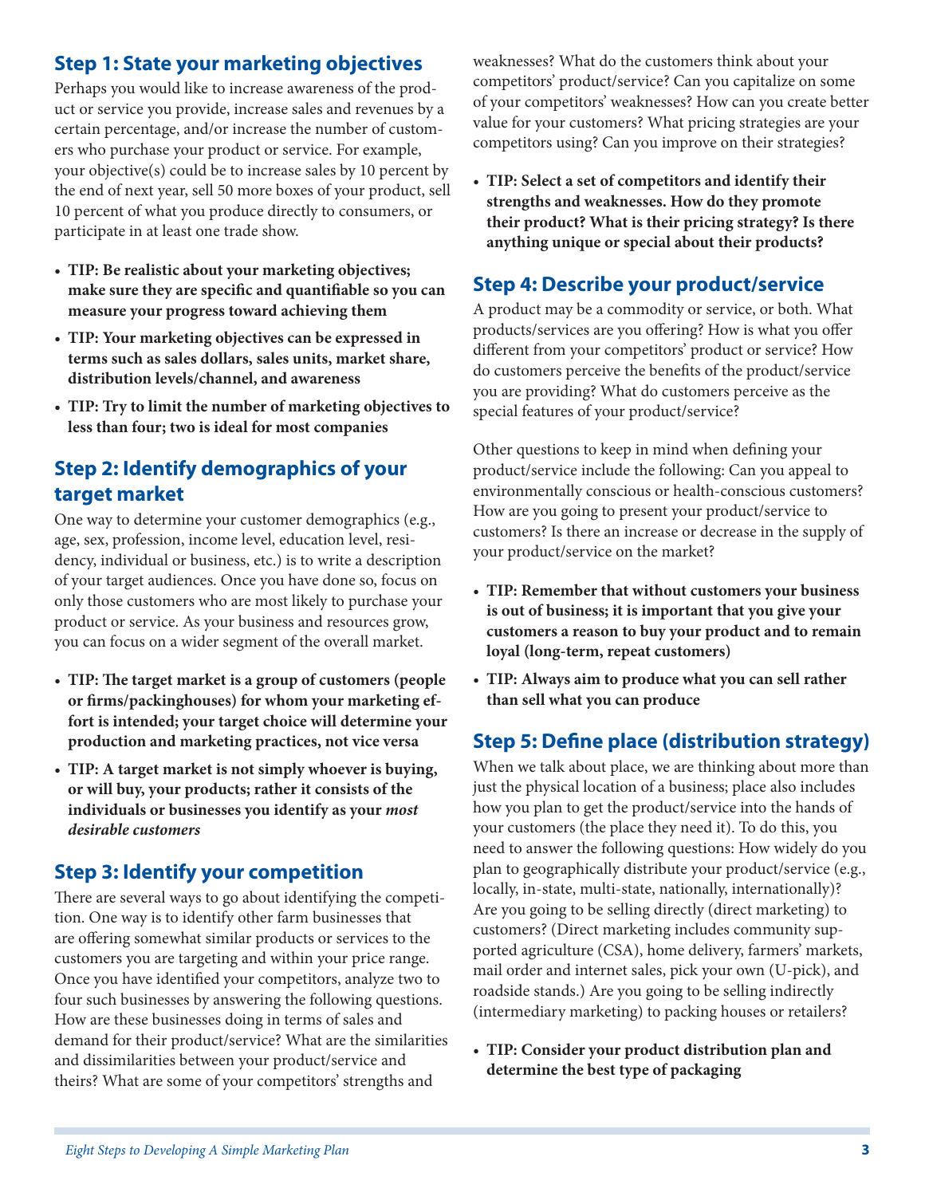## Step 1: State your marketing objectives

Perhaps you would like to increase awareness of the product or service you provide, increase sales and revenues by a certain percentage, and/or increase the number of customers who purchase your product or service. For example, your objective(s) could be to increase sales by 10 percent by the end of next year, sell 50 more boxes of your product, sell 10 percent of what you produce directly to consumers, or participate in at least one trade show.

- **TIP: Be realistic about your marketing objectives; make sure they are specific and quantifiable so you can measure your progress toward achieving them**
- **TIP: Your marketing objectives can be expressed in terms such as sales dollars, sales units, market share, distribution levels/channel, and awareness**
- **TIP: Try to limit the number of marketing objectives to less than four; two is ideal for most companies**

## Step 2: Identify demographics of your target market

One way to determine your customer demographics (e.g., age, sex, profession, income level, education level, residency, individual or business, etc.) is to write a description of your target audiences. Once you have done so, focus on only those customers who are most likely to purchase your product or service. As your business and resources grow, you can focus on a wider segment of the overall market.

- **TIP: The target market is a group of customers (people or firms/packinghouses) for whom your marketing effort is intended; your target choice will determine your production and marketing practices, not vice versa**
- **TIP: A target market is not simply whoever is buying, or will buy, your products; rather it consists of the individuals or businesses you identify as your *most desirable customers***

## Step 3: Identify your competition

There are several ways to go about identifying the competition. One way is to identify other farm businesses that are offering somewhat similar products or services to the customers you are targeting and within your price range. Once you have identified your competitors, analyze two to four such businesses by answering the following questions. How are these businesses doing in terms of sales and demand for their product/service? What are the similarities and dissimilarities between your product/service and theirs? What are some of your competitors' strengths and weaknesses? What do the customers think about your competitors' product/service? Can you capitalize on some of your competitors' weaknesses? How can you create better value for your customers? What pricing strategies are your competitors using? Can you improve on their strategies?

- **TIP: Select a set of competitors and identify their strengths and weaknesses. How do they promote their product? What is their pricing strategy? Is there anything unique or special about their products?**

## Step 4: Describe your product/service

A product may be a commodity or service, or both. What products/services are you offering? How is what you offer different from your competitors' product or service? How do customers perceive the benefits of the product/service you are providing? What do customers perceive as the special features of your product/service?

Other questions to keep in mind when defining your product/service include the following: Can you appeal to environmentally conscious or health-conscious customers? How are you going to present your product/service to customers? Is there an increase or decrease in the supply of your product/service on the market?

- **TIP: Remember that without customers your business is out of business; it is important that you give your customers a reason to buy your product and to remain loyal (long-term, repeat customers)**
- **TIP: Always aim to produce what you can sell rather than sell what you can produce**

## Step 5: Define place (distribution strategy)

When we talk about place, we are thinking about more than just the physical location of a business; place also includes how you plan to get the product/service into the hands of your customers (the place they need it). To do this, you need to answer the following questions: How widely do you plan to geographically distribute your product/service (e.g., locally, in-state, multi-state, nationally, internationally)? Are you going to be selling directly (direct marketing) to customers? (Direct marketing includes community supported agriculture (CSA), home delivery, farmers' markets, mail order and internet sales, pick your own (U-pick), and roadside stands.) Are you going to be selling indirectly (intermediary marketing) to packing houses or retailers?

- **TIP: Consider your product distribution plan and determine the best type of packaging**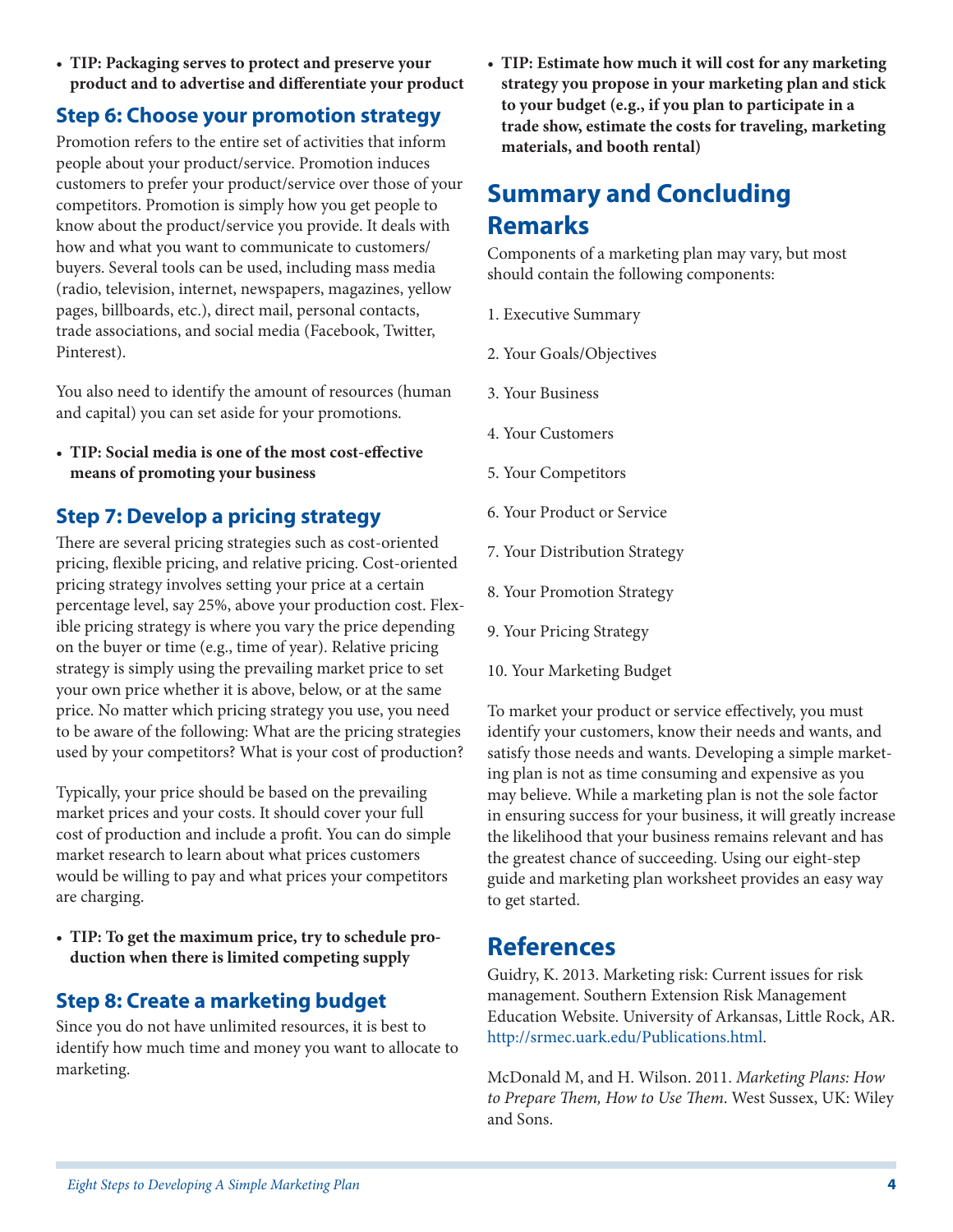- **TIP: Packaging serves to protect and preserve your product and to advertise and differentiate your product**

### Step 6: Choose your promotion strategy

Promotion refers to the entire set of activities that inform people about your product/service. Promotion induces customers to prefer your product/service over those of your competitors. Promotion is simply how you get people to know about the product/service you provide. It deals with how and what you want to communicate to customers/buyers. Several tools can be used, including mass media (radio, television, internet, newspapers, magazines, yellow pages, billboards, etc.), direct mail, personal contacts, trade associations, and social media (Facebook, Twitter, Pinterest).

You also need to identify the amount of resources (human and capital) you can set aside for your promotions.

- **TIP: Social media is one of the most cost-effective means of promoting your business**

### Step 7: Develop a pricing strategy

There are several pricing strategies such as cost-oriented pricing, flexible pricing, and relative pricing. Cost-oriented pricing strategy involves setting your price at a certain percentage level, say 25%, above your production cost. Flexible pricing strategy is where you vary the price depending on the buyer or time (e.g., time of year). Relative pricing strategy is simply using the prevailing market price to set your own price whether it is above, below, or at the same price. No matter which pricing strategy you use, you need to be aware of the following: What are the pricing strategies used by your competitors? What is your cost of production?

Typically, your price should be based on the prevailing market prices and your costs. It should cover your full cost of production and include a profit. You can do simple market research to learn about what prices customers would be willing to pay and what prices your competitors are charging.

- **TIP: To get the maximum price, try to schedule production when there is limited competing supply**

### Step 8: Create a marketing budget

Since you do not have unlimited resources, it is best to identify how much time and money you want to allocate to marketing.

- **TIP: Estimate how much it will cost for any marketing strategy you propose in your marketing plan and stick to your budget (e.g., if you plan to participate in a trade show, estimate the costs for traveling, marketing materials, and booth rental)**

## Summary and Concluding Remarks

Components of a marketing plan may vary, but most should contain the following components:

1. Executive Summary
2. Your Goals/Objectives
3. Your Business
4. Your Customers
5. Your Competitors
6. Your Product or Service
7. Your Distribution Strategy
8. Your Promotion Strategy
9. Your Pricing Strategy
10. Your Marketing Budget

To market your product or service effectively, you must identify your customers, know their needs and wants, and satisfy those needs and wants. Developing a simple marketing plan is not as time consuming and expensive as you may believe. While a marketing plan is not the sole factor in ensuring success for your business, it will greatly increase the likelihood that your business remains relevant and has the greatest chance of succeeding. Using our eight-step guide and marketing plan worksheet provides an easy way to get started.

## References

Guidry, K. 2013. Marketing risk: Current issues for risk management. Southern Extension Risk Management Education Website. University of Arkansas, Little Rock, AR. http://srmec.uark.edu/Publications.html.

McDonald M, and H. Wilson. 2011. *Marketing Plans: How to Prepare Them, How to Use Them*. West Sussex, UK: Wiley and Sons.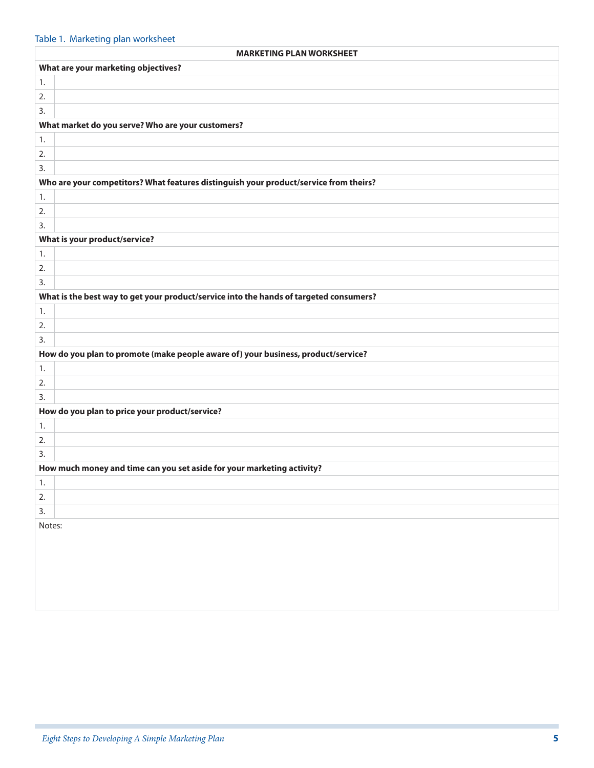Table 1. Marketing plan worksheet

| MARKETING PLAN WORKSHEET | |
|---|---|
| **What are your marketing objectives?** | |
| 1. | |
| 2. | |
| 3. | |
| **What market do you serve? Who are your customers?** | |
| 1. | |
| 2. | |
| 3. | |
| **Who are your competitors? What features distinguish your product/service from theirs?** | |
| 1. | |
| 2. | |
| 3. | |
| **What is your product/service?** | |
| 1. | |
| 2. | |
| 3. | |
| **What is the best way to get your product/service into the hands of targeted consumers?** | |
| 1. | |
| 2. | |
| 3. | |
| **How do you plan to promote (make people aware of) your business, product/service?** | |
| 1. | |
| 2. | |
| 3. | |
| **How do you plan to price your product/service?** | |
| 1. | |
| 2. | |
| 3. | |
| **How much money and time can you set aside for your marketing activity?** | |
| 1. | |
| 2. | |
| 3. | |
| Notes: | |